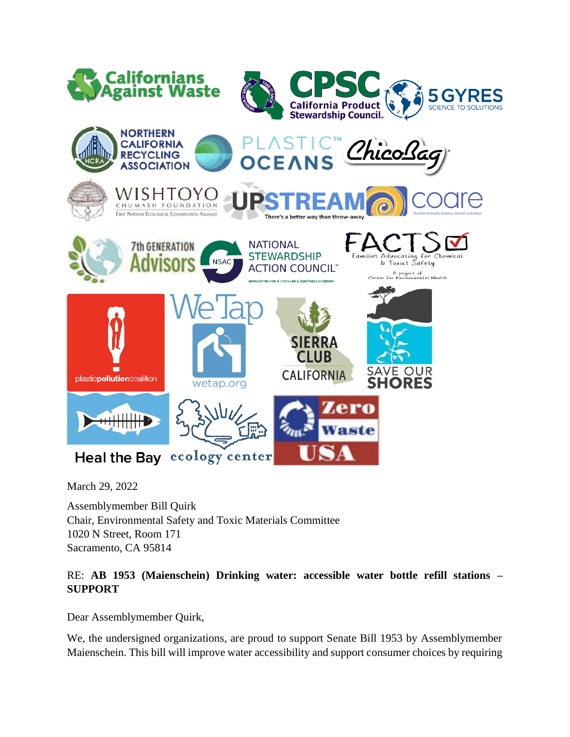March 29, 2022

Assemblymember Bill Quirk
Chair, Environmental Safety and Toxic Materials Committee
1020 N Street, Room 171
Sacramento, CA 95814

RE: **AB 1953 (Maienschein) Drinking water: accessible water bottle refill stations – SUPPORT**

Dear Assemblymember Quirk,

We, the undersigned organizations, are proud to support Senate Bill 1953 by Assemblymember Maienschein. This bill will improve water accessibility and support consumer choices by requiring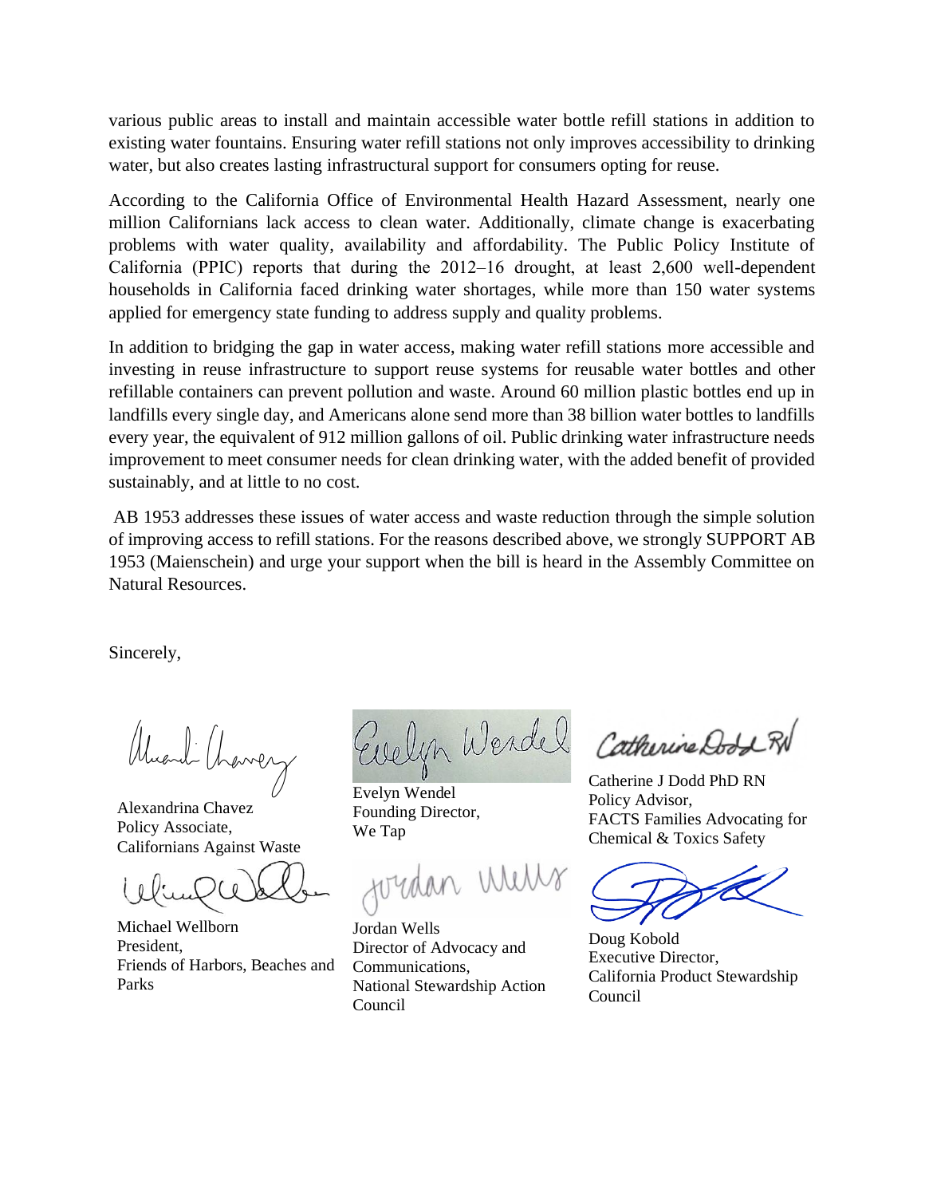various public areas to install and maintain accessible water bottle refill stations in addition to existing water fountains. Ensuring water refill stations not only improves accessibility to drinking water, but also creates lasting infrastructural support for consumers opting for reuse.

According to the California Office of Environmental Health Hazard Assessment, nearly one million Californians lack access to clean water. Additionally, climate change is exacerbating problems with water quality, availability and affordability. The Public Policy Institute of California (PPIC) reports that during the 2012–16 drought, at least 2,600 well-dependent households in California faced drinking water shortages, while more than 150 water systems applied for emergency state funding to address supply and quality problems.

In addition to bridging the gap in water access, making water refill stations more accessible and investing in reuse infrastructure to support reuse systems for reusable water bottles and other refillable containers can prevent pollution and waste. Around 60 million plastic bottles end up in landfills every single day, and Americans alone send more than 38 billion water bottles to landfills every year, the equivalent of 912 million gallons of oil. Public drinking water infrastructure needs improvement to meet consumer needs for clean drinking water, with the added benefit of provided sustainably, and at little to no cost.

AB 1953 addresses these issues of water access and waste reduction through the simple solution of improving access to refill stations. For the reasons described above, we strongly SUPPORT AB 1953 (Maienschein) and urge your support when the bill is heard in the Assembly Committee on Natural Resources.

Sincerely,

Alexandrina Chavez
Policy Associate,
Californians Against Waste

Evelyn Wendel
Founding Director,
We Tap

Catherine J Dodd PhD RN
Policy Advisor,
FACTS Families Advocating for Chemical & Toxics Safety

Michael Wellborn
President,
Friends of Harbors, Beaches and Parks

Jordan Wells
Director of Advocacy and Communications,
National Stewardship Action Council

Doug Kobold
Executive Director,
California Product Stewardship Council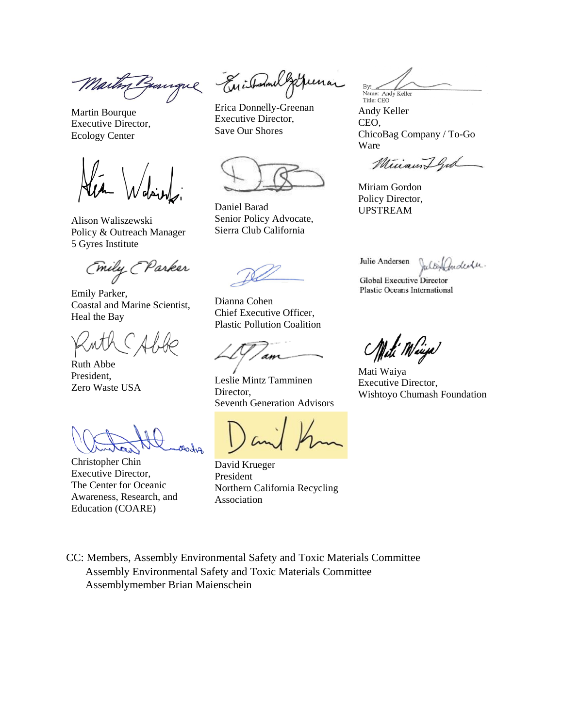Martin Bourque
Executive Director,
Ecology Center

Erica Donnelly-Greenan
Executive Director,
Save Our Shores

By:
Name: Andy Keller
Title: CEO

Andy Keller
CEO,
ChicoBag Company / To-Go Ware

Alison Waliszewski
Policy & Outreach Manager
5 Gyres Institute

Daniel Barad
Senior Policy Advocate,
Sierra Club California

Miriam Gordon
Policy Director,
UPSTREAM

Emily Parker,
Coastal and Marine Scientist,
Heal the Bay

Dianna Cohen
Chief Executive Officer,
Plastic Pollution Coalition

Julie Andersen
Global Executive Director
Plastic Oceans International

Ruth Abbe
President,
Zero Waste USA

Leslie Mintz Tamminen
Director,
Seventh Generation Advisors

Mati Waiya
Executive Director,
Wishtoyo Chumash Foundation

Christopher Chin
Executive Director,
The Center for Oceanic Awareness, Research, and Education (COARE)

David Krueger
President
Northern California Recycling Association

CC: Members, Assembly Environmental Safety and Toxic Materials Committee
Assembly Environmental Safety and Toxic Materials Committee
Assemblymember Brian Maienschein